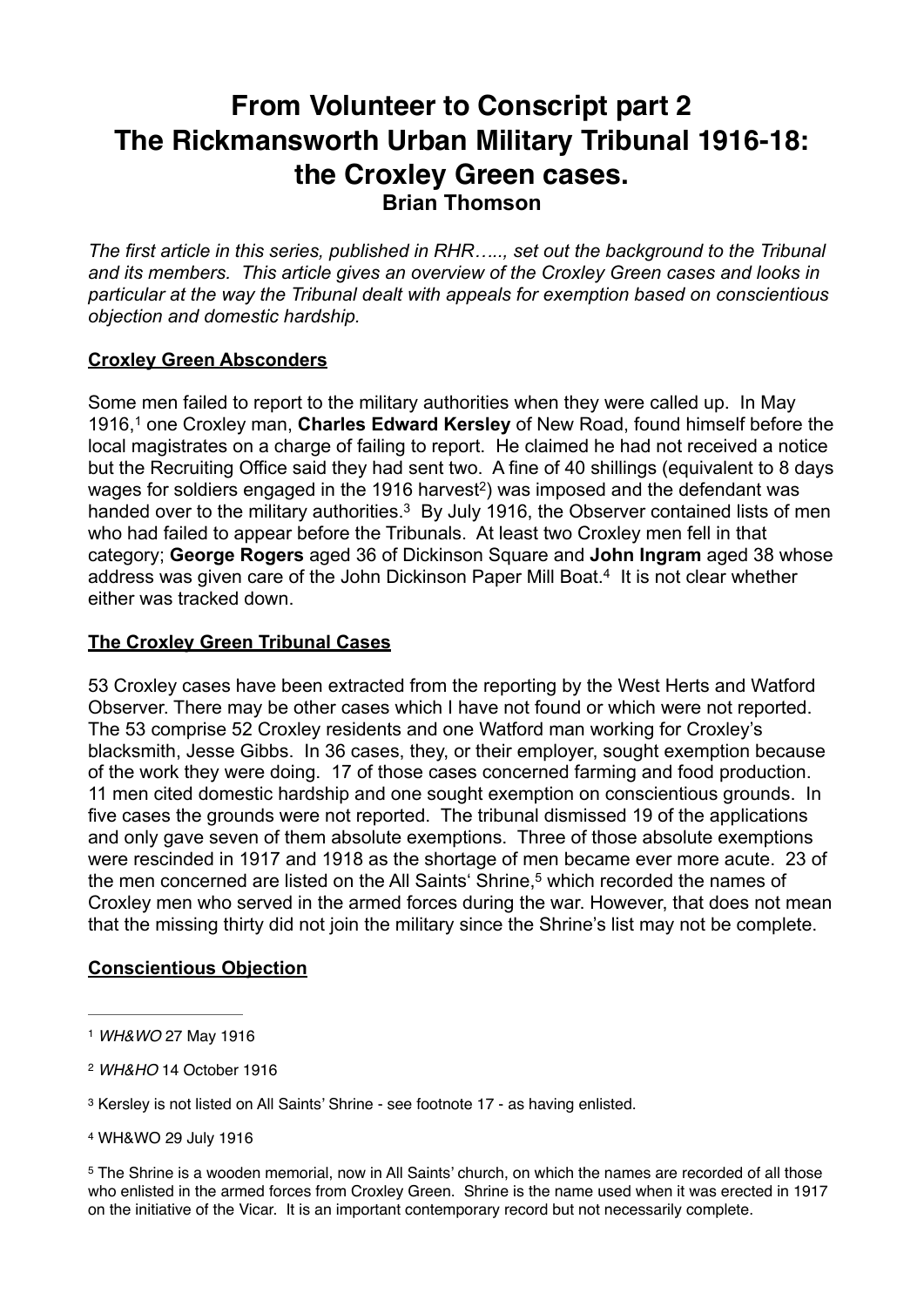# From Volunteer to Conscript part 2
# The Rickmansworth Urban Military Tribunal 1916-18: the Croxley Green cases.
**Brian Thomson**

*The first article in this series, published in RHR….., set out the background to the Tribunal and its members. This article gives an overview of the Croxley Green cases and looks in particular at the way the Tribunal dealt with appeals for exemption based on conscientious objection and domestic hardship.*

## Croxley Green Absconders

Some men failed to report to the military authorities when they were called up. In May 1916,[1] one Croxley man, **Charles Edward Kersley** of New Road, found himself before the local magistrates on a charge of failing to report. He claimed he had not received a notice but the Recruiting Office said they had sent two. A fine of 40 shillings (equivalent to 8 days wages for soldiers engaged in the 1916 harvest[2]) was imposed and the defendant was handed over to the military authorities.[3] By July 1916, the Observer contained lists of men who had failed to appear before the Tribunals. At least two Croxley men fell in that category; **George Rogers** aged 36 of Dickinson Square and **John Ingram** aged 38 whose address was given care of the John Dickinson Paper Mill Boat.[4] It is not clear whether either was tracked down.

## The Croxley Green Tribunal Cases

53 Croxley cases have been extracted from the reporting by the West Herts and Watford Observer. There may be other cases which I have not found or which were not reported. The 53 comprise 52 Croxley residents and one Watford man working for Croxley's blacksmith, Jesse Gibbs. In 36 cases, they, or their employer, sought exemption because of the work they were doing. 17 of those cases concerned farming and food production. 11 men cited domestic hardship and one sought exemption on conscientious grounds. In five cases the grounds were not reported. The tribunal dismissed 19 of the applications and only gave seven of them absolute exemptions. Three of those absolute exemptions were rescinded in 1917 and 1918 as the shortage of men became ever more acute. 23 of the men concerned are listed on the All Saints' Shrine,[5] which recorded the names of Croxley men who served in the armed forces during the war. However, that does not mean that the missing thirty did not join the military since the Shrine's list may not be complete.

## Conscientious Objection

---

[1] *WH&WO* 27 May 1916

[2] *WH&HO* 14 October 1916

[3] Kersley is not listed on All Saints' Shrine - see footnote 17 - as having enlisted.

[4] WH&WO 29 July 1916

[5] The Shrine is a wooden memorial, now in All Saints' church, on which the names are recorded of all those who enlisted in the armed forces from Croxley Green. Shrine is the name used when it was erected in 1917 on the initiative of the Vicar. It is an important contemporary record but not necessarily complete.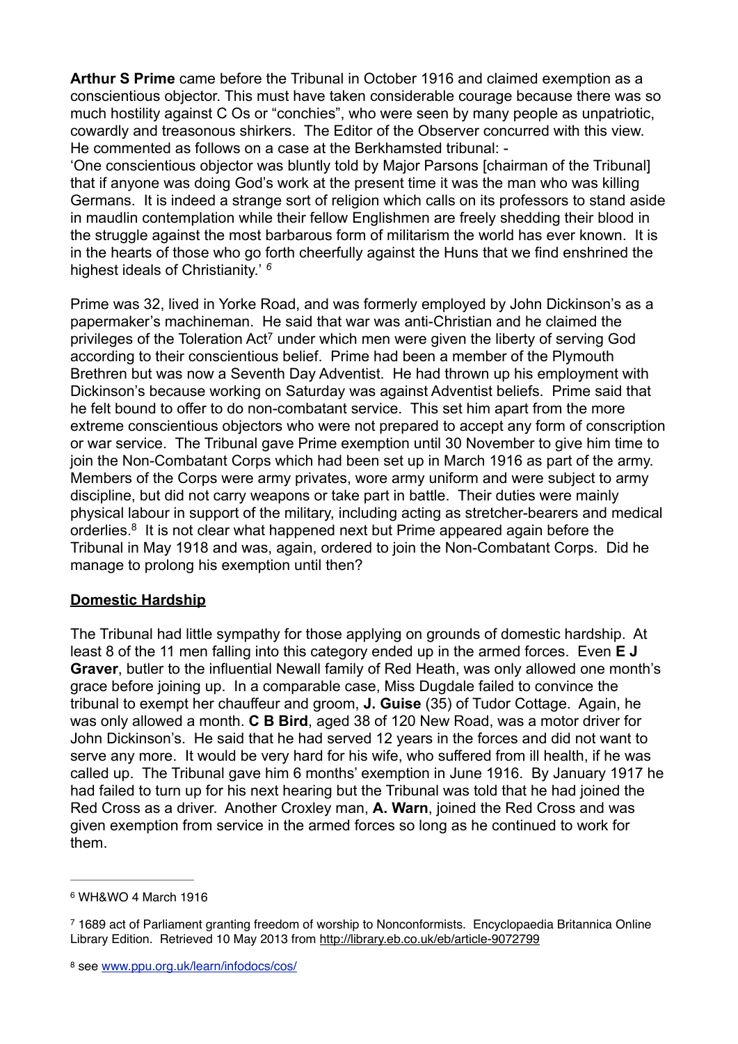**Arthur S Prime** came before the Tribunal in October 1916 and claimed exemption as a conscientious objector. This must have taken considerable courage because there was so much hostility against C Os or "conchies", who were seen by many people as unpatriotic, cowardly and treasonous shirkers. The Editor of the Observer concurred with this view. He commented as follows on a case at the Berkhamsted tribunal: -

'One conscientious objector was bluntly told by Major Parsons [chairman of the Tribunal] that if anyone was doing God's work at the present time it was the man who was killing Germans. It is indeed a strange sort of religion which calls on its professors to stand aside in maudlin contemplation while their fellow Englishmen are freely shedding their blood in the struggle against the most barbarous form of militarism the world has ever known. It is in the hearts of those who go forth cheerfully against the Huns that we find enshrined the highest ideals of Christianity.' [6]

Prime was 32, lived in Yorke Road, and was formerly employed by John Dickinson's as a papermaker's machineman. He said that war was anti-Christian and he claimed the privileges of the Toleration Act[7] under which men were given the liberty of serving God according to their conscientious belief. Prime had been a member of the Plymouth Brethren but was now a Seventh Day Adventist. He had thrown up his employment with Dickinson's because working on Saturday was against Adventist beliefs. Prime said that he felt bound to offer to do non-combatant service. This set him apart from the more extreme conscientious objectors who were not prepared to accept any form of conscription or war service. The Tribunal gave Prime exemption until 30 November to give him time to join the Non-Combatant Corps which had been set up in March 1916 as part of the army. Members of the Corps were army privates, wore army uniform and were subject to army discipline, but did not carry weapons or take part in battle. Their duties were mainly physical labour in support of the military, including acting as stretcher-bearers and medical orderlies.[8] It is not clear what happened next but Prime appeared again before the Tribunal in May 1918 and was, again, ordered to join the Non-Combatant Corps. Did he manage to prolong his exemption until then?

## Domestic Hardship

The Tribunal had little sympathy for those applying on grounds of domestic hardship. At least 8 of the 11 men falling into this category ended up in the armed forces. Even **E J Graver**, butler to the influential Newall family of Red Heath, was only allowed one month's grace before joining up. In a comparable case, Miss Dugdale failed to convince the tribunal to exempt her chauffeur and groom, **J. Guise** (35) of Tudor Cottage. Again, he was only allowed a month. **C B Bird**, aged 38 of 120 New Road, was a motor driver for John Dickinson's. He said that he had served 12 years in the forces and did not want to serve any more. It would be very hard for his wife, who suffered from ill health, if he was called up. The Tribunal gave him 6 months' exemption in June 1916. By January 1917 he had failed to turn up for his next hearing but the Tribunal was told that he had joined the Red Cross as a driver. Another Croxley man, **A. Warn**, joined the Red Cross and was given exemption from service in the armed forces so long as he continued to work for them.

---

[6] WH&WO 4 March 1916

[7] 1689 act of Parliament granting freedom of worship to Nonconformists. Encyclopaedia Britannica Online Library Edition. Retrieved 10 May 2013 from http://library.eb.co.uk/eb/article-9072799

[8] see www.ppu.org.uk/learn/infodocs/cos/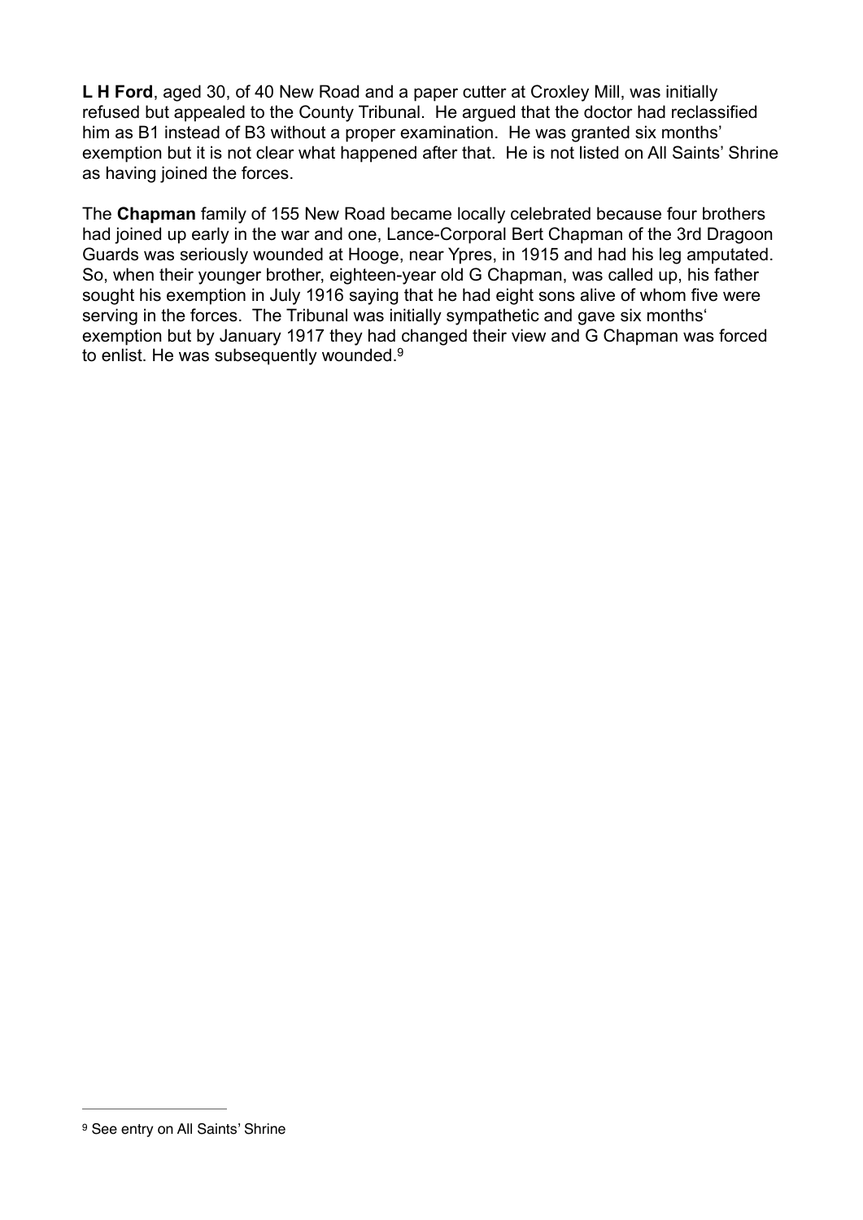**L H Ford**, aged 30, of 40 New Road and a paper cutter at Croxley Mill, was initially refused but appealed to the County Tribunal. He argued that the doctor had reclassified him as B1 instead of B3 without a proper examination. He was granted six months' exemption but it is not clear what happened after that. He is not listed on All Saints' Shrine as having joined the forces.

The **Chapman** family of 155 New Road became locally celebrated because four brothers had joined up early in the war and one, Lance-Corporal Bert Chapman of the 3rd Dragoon Guards was seriously wounded at Hooge, near Ypres, in 1915 and had his leg amputated. So, when their younger brother, eighteen-year old G Chapman, was called up, his father sought his exemption in July 1916 saying that he had eight sons alive of whom five were serving in the forces. The Tribunal was initially sympathetic and gave six months' exemption but by January 1917 they had changed their view and G Chapman was forced to enlist. He was subsequently wounded.[9]

---

[9] See entry on All Saints' Shrine